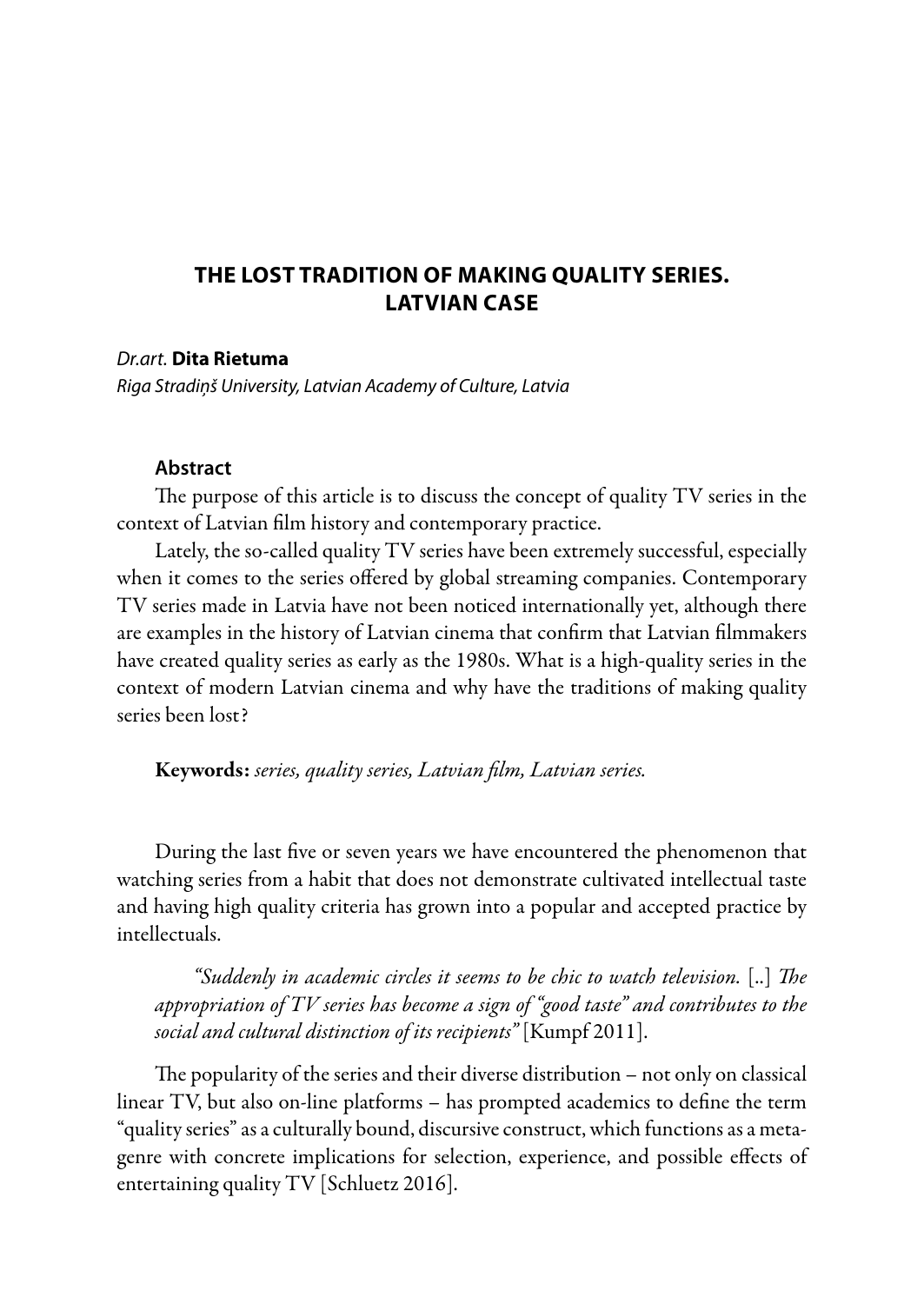# THE LOST TRADITION OF MAKING QUALITY SERIES. LATVIAN CASE

*Dr.art.* **Dita Rietuma**

*Riga Stradiņš University, Latvian Academy of Culture, Latvia*

## Abstract

The purpose of this article is to discuss the concept of quality TV series in the context of Latvian film history and contemporary practice.

Lately, the so-called quality TV series have been extremely successful, especially when it comes to the series offered by global streaming companies. Contemporary TV series made in Latvia have not been noticed internationally yet, although there are examples in the history of Latvian cinema that confirm that Latvian filmmakers have created quality series as early as the 1980s. What is a high-quality series in the context of modern Latvian cinema and why have the traditions of making quality series been lost?

**Keywords:** *series, quality series, Latvian film, Latvian series.*

During the last five or seven years we have encountered the phenomenon that watching series from a habit that does not demonstrate cultivated intellectual taste and having high quality criteria has grown into a popular and accepted practice by intellectuals.

> *"Suddenly in academic circles it seems to be chic to watch television.* [..] *The appropriation of TV series has become a sign of "good taste" and contributes to the social and cultural distinction of its recipients"* [Kumpf 2011].

The popularity of the series and their diverse distribution – not only on classical linear TV, but also on-line platforms – has prompted academics to define the term "quality series" as a culturally bound, discursive construct, which functions as a meta-genre with concrete implications for selection, experience, and possible effects of entertaining quality TV [Schluetz 2016].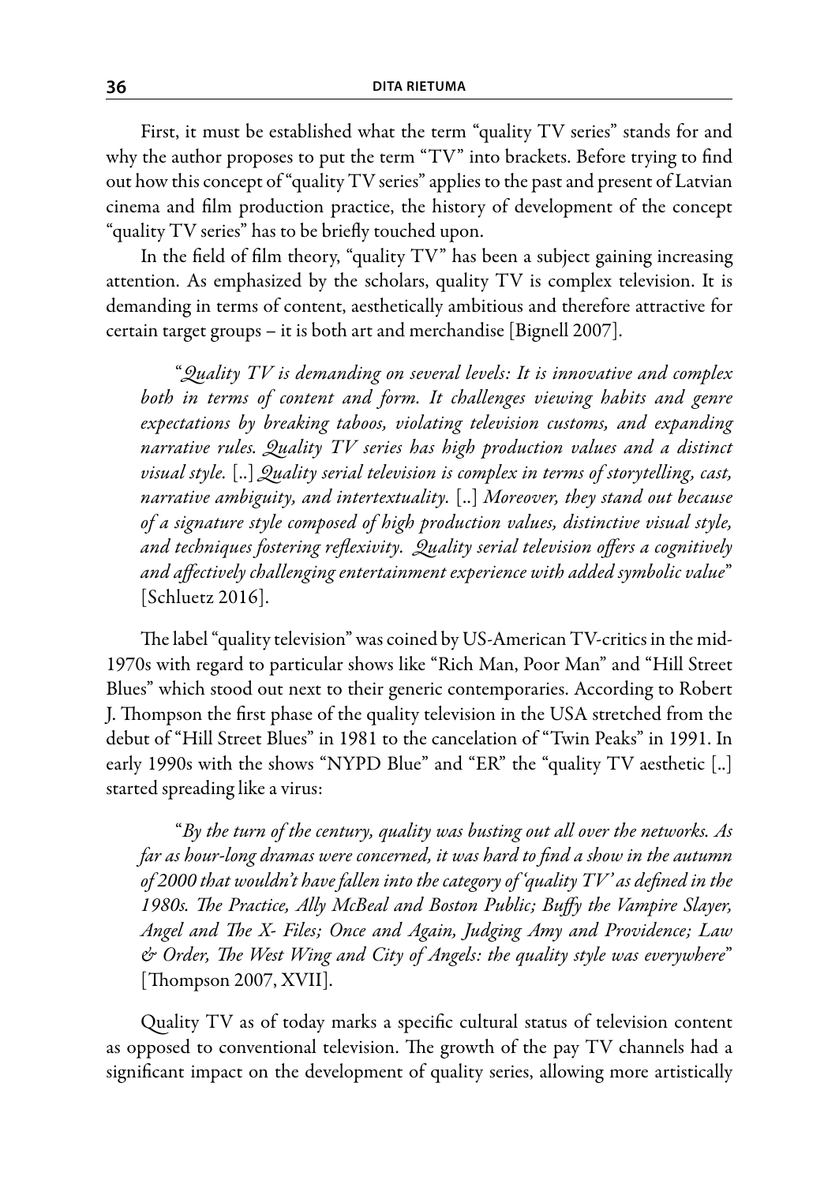First, it must be established what the term "quality TV series" stands for and why the author proposes to put the term "TV" into brackets. Before trying to find out how this concept of "quality TV series" applies to the past and present of Latvian cinema and film production practice, the history of development of the concept "quality TV series" has to be briefly touched upon.

In the field of film theory, "quality TV" has been a subject gaining increasing attention. As emphasized by the scholars, quality TV is complex television. It is demanding in terms of content, aesthetically ambitious and therefore attractive for certain target groups – it is both art and merchandise [Bignell 2007].

> "*Quality TV is demanding on several levels: It is innovative and complex both in terms of content and form. It challenges viewing habits and genre expectations by breaking taboos, violating television customs, and expanding narrative rules. Quality TV series has high production values and a distinct visual style.* [..] *Quality serial television is complex in terms of storytelling, cast, narrative ambiguity, and intertextuality.* [..] *Moreover, they stand out because of a signature style composed of high production values, distinctive visual style, and techniques fostering reflexivity. Quality serial television offers a cognitively and affectively challenging entertainment experience with added symbolic value*" [Schluetz 2016].

The label "quality television" was coined by US-American TV-critics in the mid-1970s with regard to particular shows like "Rich Man, Poor Man" and "Hill Street Blues" which stood out next to their generic contemporaries. According to Robert J. Thompson the first phase of the quality television in the USA stretched from the debut of "Hill Street Blues" in 1981 to the cancelation of "Twin Peaks" in 1991. In early 1990s with the shows "NYPD Blue" and "ER" the "quality TV aesthetic [..] started spreading like a virus:

> "*By the turn of the century, quality was busting out all over the networks. As far as hour-long dramas were concerned, it was hard to find a show in the autumn of 2000 that wouldn't have fallen into the category of 'quality TV' as defined in the 1980s. The Practice, Ally McBeal and Boston Public; Buffy the Vampire Slayer, Angel and The X- Files; Once and Again, Judging Amy and Providence; Law & Order, The West Wing and City of Angels: the quality style was everywhere*" [Thompson 2007, XVII].

Quality TV as of today marks a specific cultural status of television content as opposed to conventional television. The growth of the pay TV channels had a significant impact on the development of quality series, allowing more artistically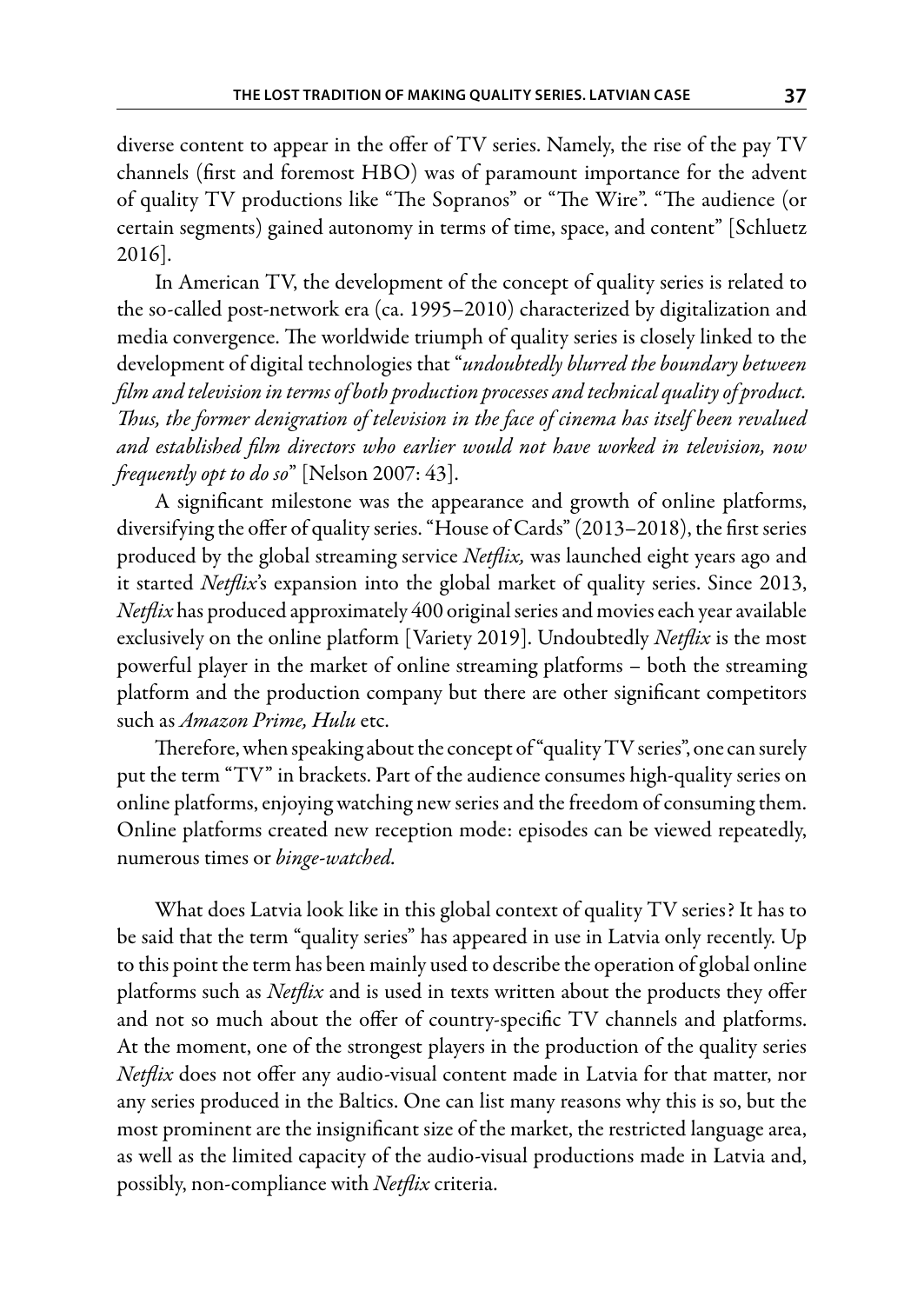diverse content to appear in the offer of TV series. Namely, the rise of the pay TV channels (first and foremost HBO) was of paramount importance for the advent of quality TV productions like "The Sopranos" or "The Wire". "The audience (or certain segments) gained autonomy in terms of time, space, and content" [Schluetz 2016].

In American TV, the development of the concept of quality series is related to the so-called post-network era (ca. 1995–2010) characterized by digitalization and media convergence. The worldwide triumph of quality series is closely linked to the development of digital technologies that "*undoubtedly blurred the boundary between film and television in terms of both production processes and technical quality of product. Thus, the former denigration of television in the face of cinema has itself been revalued and established film directors who earlier would not have worked in television, now frequently opt to do so*" [Nelson 2007: 43].

A significant milestone was the appearance and growth of online platforms, diversifying the offer of quality series. "House of Cards" (2013–2018), the first series produced by the global streaming service *Netflix,* was launched eight years ago and it started *Netflix*'s expansion into the global market of quality series. Since 2013, *Netflix* has produced approximately 400 original series and movies each year available exclusively on the online platform [Variety 2019]. Undoubtedly *Netflix* is the most powerful player in the market of online streaming platforms – both the streaming platform and the production company but there are other significant competitors such as *Amazon Prime, Hulu* etc.

Therefore, when speaking about the concept of "quality TV series", one can surely put the term "TV" in brackets. Part of the audience consumes high-quality series on online platforms, enjoying watching new series and the freedom of consuming them. Online platforms created new reception mode: episodes can be viewed repeatedly, numerous times or *binge-watched*.

What does Latvia look like in this global context of quality TV series? It has to be said that the term "quality series" has appeared in use in Latvia only recently. Up to this point the term has been mainly used to describe the operation of global online platforms such as *Netflix* and is used in texts written about the products they offer and not so much about the offer of country-specific TV channels and platforms. At the moment, one of the strongest players in the production of the quality series *Netflix* does not offer any audio-visual content made in Latvia for that matter, nor any series produced in the Baltics. One can list many reasons why this is so, but the most prominent are the insignificant size of the market, the restricted language area, as well as the limited capacity of the audio-visual productions made in Latvia and, possibly, non-compliance with *Netflix* criteria.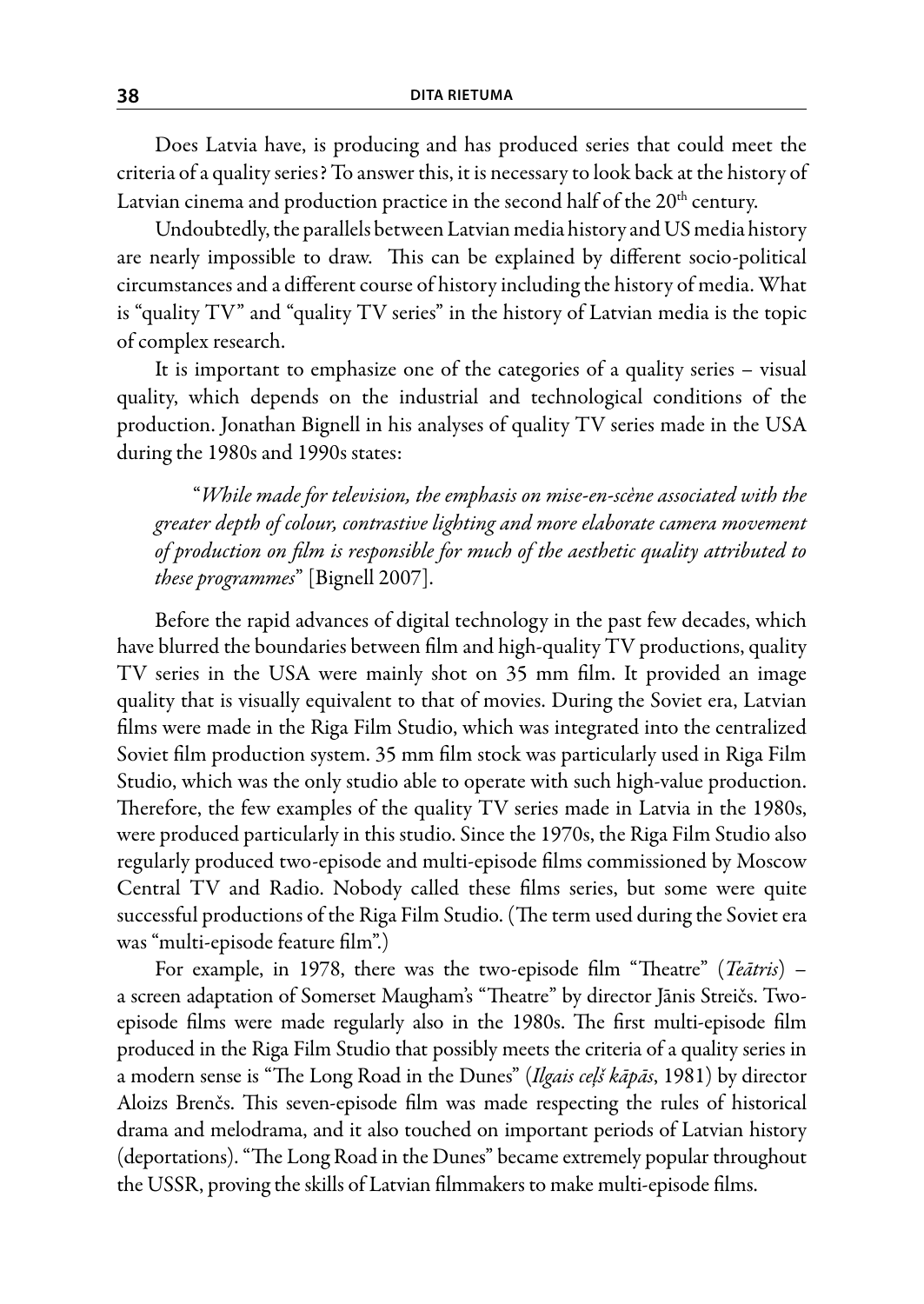Does Latvia have, is producing and has produced series that could meet the criteria of a quality series? To answer this, it is necessary to look back at the history of Latvian cinema and production practice in the second half of the 20th century.

Undoubtedly, the parallels between Latvian media history and US media history are nearly impossible to draw. This can be explained by different socio-political circumstances and a different course of history including the history of media. What is "quality TV" and "quality TV series" in the history of Latvian media is the topic of complex research.

It is important to emphasize one of the categories of a quality series – visual quality, which depends on the industrial and technological conditions of the production. Jonathan Bignell in his analyses of quality TV series made in the USA during the 1980s and 1990s states:

> "*While made for television, the emphasis on mise-en-scène associated with the greater depth of colour, contrastive lighting and more elaborate camera movement of production on film is responsible for much of the aesthetic quality attributed to these programmes*" [Bignell 2007].

Before the rapid advances of digital technology in the past few decades, which have blurred the boundaries between film and high-quality TV productions, quality TV series in the USA were mainly shot on 35 mm film. It provided an image quality that is visually equivalent to that of movies. During the Soviet era, Latvian films were made in the Riga Film Studio, which was integrated into the centralized Soviet film production system. 35 mm film stock was particularly used in Riga Film Studio, which was the only studio able to operate with such high-value production. Therefore, the few examples of the quality TV series made in Latvia in the 1980s, were produced particularly in this studio. Since the 1970s, the Riga Film Studio also regularly produced two-episode and multi-episode films commissioned by Moscow Central TV and Radio. Nobody called these films series, but some were quite successful productions of the Riga Film Studio. (The term used during the Soviet era was "multi-episode feature film".)

For example, in 1978, there was the two-episode film "Theatre" (*Teātris*) – a screen adaptation of Somerset Maugham's "Theatre" by director Jānis Streičs. Two-episode films were made regularly also in the 1980s. The first multi-episode film produced in the Riga Film Studio that possibly meets the criteria of a quality series in a modern sense is "The Long Road in the Dunes" (*Ilgais ceļš kāpās*, 1981) by director Aloizs Brenčs. This seven-episode film was made respecting the rules of historical drama and melodrama, and it also touched on important periods of Latvian history (deportations). "The Long Road in the Dunes" became extremely popular throughout the USSR, proving the skills of Latvian filmmakers to make multi-episode films.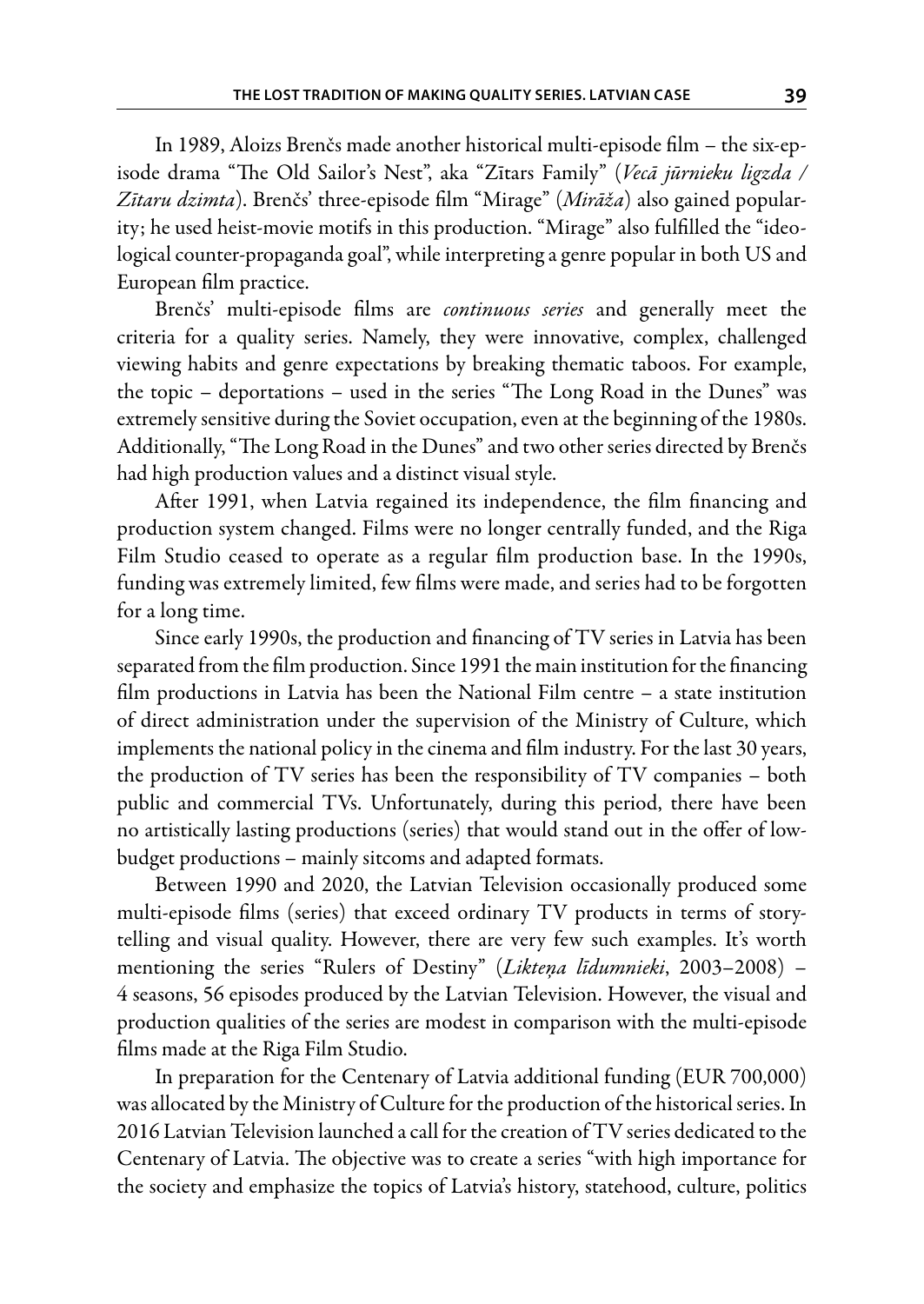In 1989, Aloizs Brenčs made another historical multi-episode film – the six-episode drama "The Old Sailor's Nest", aka "Zītars Family" (*Vecā jūrnieku ligzda / Zītaru dzimta*). Brenčs' three-episode film "Mirage" (*Mirāža*) also gained popularity; he used heist-movie motifs in this production. "Mirage" also fulfilled the "ideological counter-propaganda goal", while interpreting a genre popular in both US and European film practice.

Brenčs' multi-episode films are *continuous series* and generally meet the criteria for a quality series. Namely, they were innovative, complex, challenged viewing habits and genre expectations by breaking thematic taboos. For example, the topic – deportations – used in the series "The Long Road in the Dunes" was extremely sensitive during the Soviet occupation, even at the beginning of the 1980s. Additionally, "The Long Road in the Dunes" and two other series directed by Brenčs had high production values and a distinct visual style.

After 1991, when Latvia regained its independence, the film financing and production system changed. Films were no longer centrally funded, and the Riga Film Studio ceased to operate as a regular film production base. In the 1990s, funding was extremely limited, few films were made, and series had to be forgotten for a long time.

Since early 1990s, the production and financing of TV series in Latvia has been separated from the film production. Since 1991 the main institution for the financing film productions in Latvia has been the National Film centre – a state institution of direct administration under the supervision of the Ministry of Culture, which implements the national policy in the cinema and film industry. For the last 30 years, the production of TV series has been the responsibility of TV companies – both public and commercial TVs. Unfortunately, during this period, there have been no artistically lasting productions (series) that would stand out in the offer of low-budget productions – mainly sitcoms and adapted formats.

Between 1990 and 2020, the Latvian Television occasionally produced some multi-episode films (series) that exceed ordinary TV products in terms of storytelling and visual quality. However, there are very few such examples. It's worth mentioning the series "Rulers of Destiny" (*Likteņa līdumnieki*, 2003–2008) – 4 seasons, 56 episodes produced by the Latvian Television. However, the visual and production qualities of the series are modest in comparison with the multi-episode films made at the Riga Film Studio.

In preparation for the Centenary of Latvia additional funding (EUR 700,000) was allocated by the Ministry of Culture for the production of the historical series. In 2016 Latvian Television launched a call for the creation of TV series dedicated to the Centenary of Latvia. The objective was to create a series "with high importance for the society and emphasize the topics of Latvia's history, statehood, culture, politics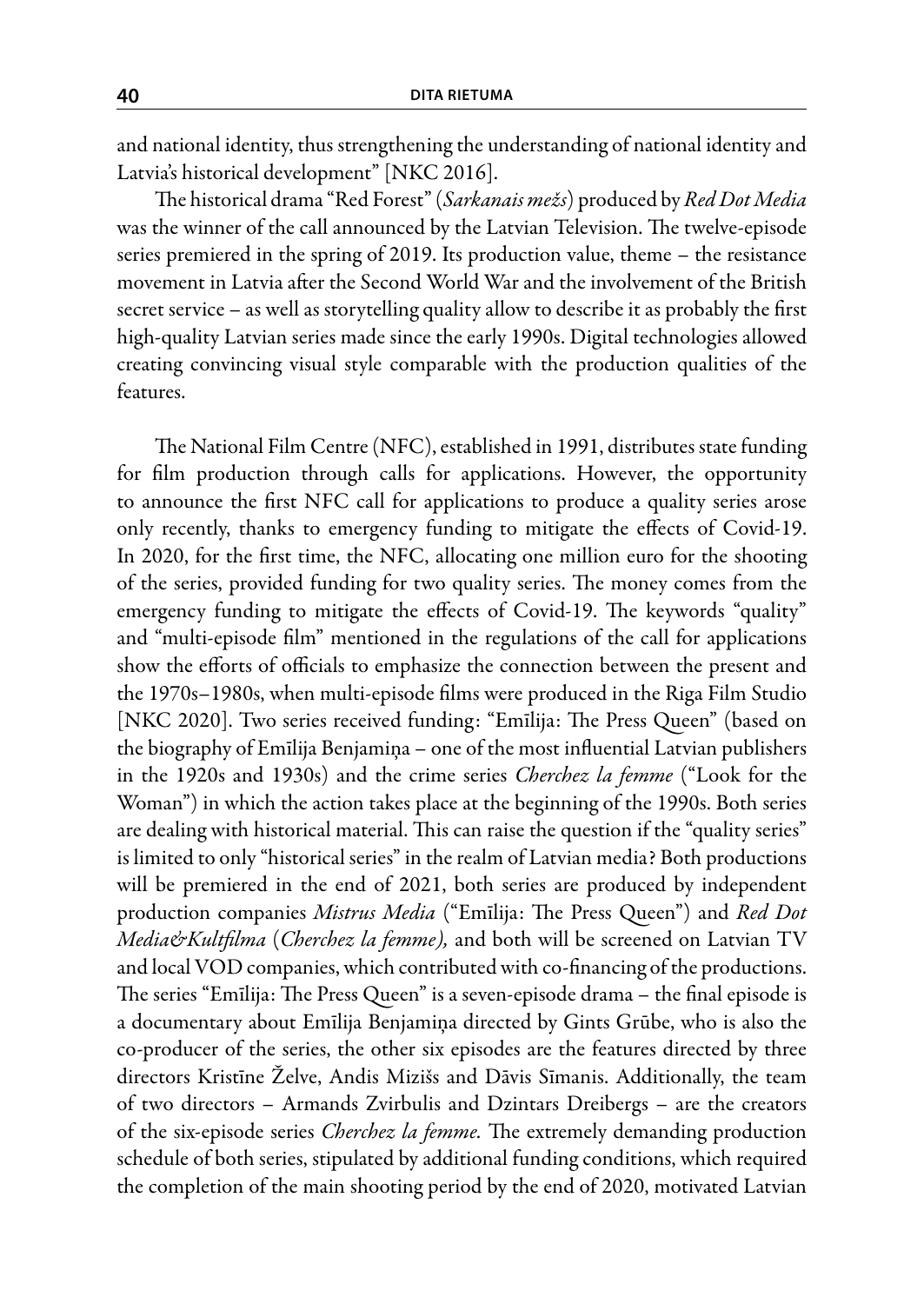and national identity, thus strengthening the understanding of national identity and Latvia's historical development" [NKC 2016].

The historical drama "Red Forest" (*Sarkanais mežs*) produced by *Red Dot Media* was the winner of the call announced by the Latvian Television. The twelve-episode series premiered in the spring of 2019. Its production value, theme – the resistance movement in Latvia after the Second World War and the involvement of the British secret service – as well as storytelling quality allow to describe it as probably the first high-quality Latvian series made since the early 1990s. Digital technologies allowed creating convincing visual style comparable with the production qualities of the features.

The National Film Centre (NFC), established in 1991, distributes state funding for film production through calls for applications. However, the opportunity to announce the first NFC call for applications to produce a quality series arose only recently, thanks to emergency funding to mitigate the effects of Covid-19. In 2020, for the first time, the NFC, allocating one million euro for the shooting of the series, provided funding for two quality series. The money comes from the emergency funding to mitigate the effects of Covid-19. The keywords "quality" and "multi-episode film" mentioned in the regulations of the call for applications show the efforts of officials to emphasize the connection between the present and the 1970s–1980s, when multi-episode films were produced in the Riga Film Studio [NKC 2020]. Two series received funding: "Emīlija: The Press Queen" (based on the biography of Emīlija Benjamiņa – one of the most influential Latvian publishers in the 1920s and 1930s) and the crime series *Cherchez la femme* ("Look for the Woman") in which the action takes place at the beginning of the 1990s. Both series are dealing with historical material. This can raise the question if the "quality series" is limited to only "historical series" in the realm of Latvian media? Both productions will be premiered in the end of 2021, both series are produced by independent production companies *Mistrus Media* ("Emīlija: The Press Queen") and *Red Dot Media&Kultfilma* (*Cherchez la femme),* and both will be screened on Latvian TV and local VOD companies, which contributed with co-financing of the productions. The series "Emīlija: The Press Queen" is a seven-episode drama – the final episode is a documentary about Emīlija Benjamiņa directed by Gints Grūbe, who is also the co-producer of the series, the other six episodes are the features directed by three directors Kristīne Želve, Andis Mizišs and Dāvis Sīmanis. Additionally, the team of two directors – Armands Zvirbulis and Dzintars Dreibergs – are the creators of the six-episode series *Cherchez la femme.* The extremely demanding production schedule of both series, stipulated by additional funding conditions, which required the completion of the main shooting period by the end of 2020, motivated Latvian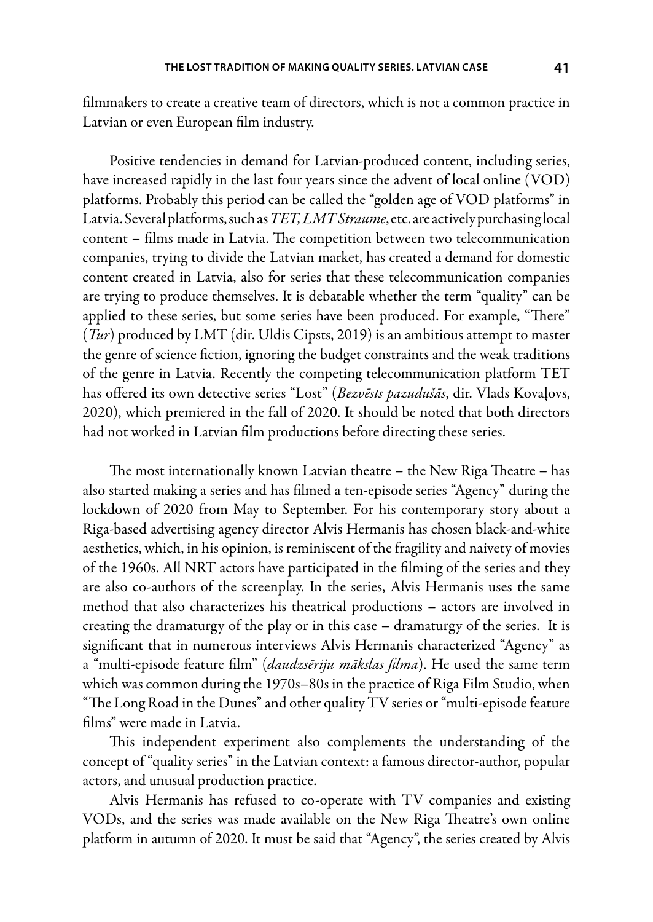filmmakers to create a creative team of directors, which is not a common practice in Latvian or even European film industry.

Positive tendencies in demand for Latvian-produced content, including series, have increased rapidly in the last four years since the advent of local online (VOD) platforms. Probably this period can be called the "golden age of VOD platforms" in Latvia. Several platforms, such as *TET, LMT Straume*, etc. are actively purchasing local content – films made in Latvia. The competition between two telecommunication companies, trying to divide the Latvian market, has created a demand for domestic content created in Latvia, also for series that these telecommunication companies are trying to produce themselves. It is debatable whether the term "quality" can be applied to these series, but some series have been produced. For example, "There" (*Tur*) produced by LMT (dir. Uldis Cipsts, 2019) is an ambitious attempt to master the genre of science fiction, ignoring the budget constraints and the weak traditions of the genre in Latvia. Recently the competing telecommunication platform TET has offered its own detective series "Lost" (*Bezvēsts pazudušās*, dir. Vlads Kovaļovs, 2020), which premiered in the fall of 2020. It should be noted that both directors had not worked in Latvian film productions before directing these series.

The most internationally known Latvian theatre – the New Riga Theatre – has also started making a series and has filmed a ten-episode series "Agency" during the lockdown of 2020 from May to September. For his contemporary story about a Riga-based advertising agency director Alvis Hermanis has chosen black-and-white aesthetics, which, in his opinion, is reminiscent of the fragility and naivety of movies of the 1960s. All NRT actors have participated in the filming of the series and they are also co-authors of the screenplay. In the series, Alvis Hermanis uses the same method that also characterizes his theatrical productions – actors are involved in creating the dramaturgy of the play or in this case – dramaturgy of the series. It is significant that in numerous interviews Alvis Hermanis characterized "Agency" as a "multi-episode feature film" (*daudzsēriju mākslas filma*). He used the same term which was common during the 1970s–80s in the practice of Riga Film Studio, when "The Long Road in the Dunes" and other quality TV series or "multi-episode feature films" were made in Latvia.

This independent experiment also complements the understanding of the concept of "quality series" in the Latvian context: a famous director-author, popular actors, and unusual production practice.

Alvis Hermanis has refused to co-operate with TV companies and existing VODs, and the series was made available on the New Riga Theatre's own online platform in autumn of 2020. It must be said that "Agency", the series created by Alvis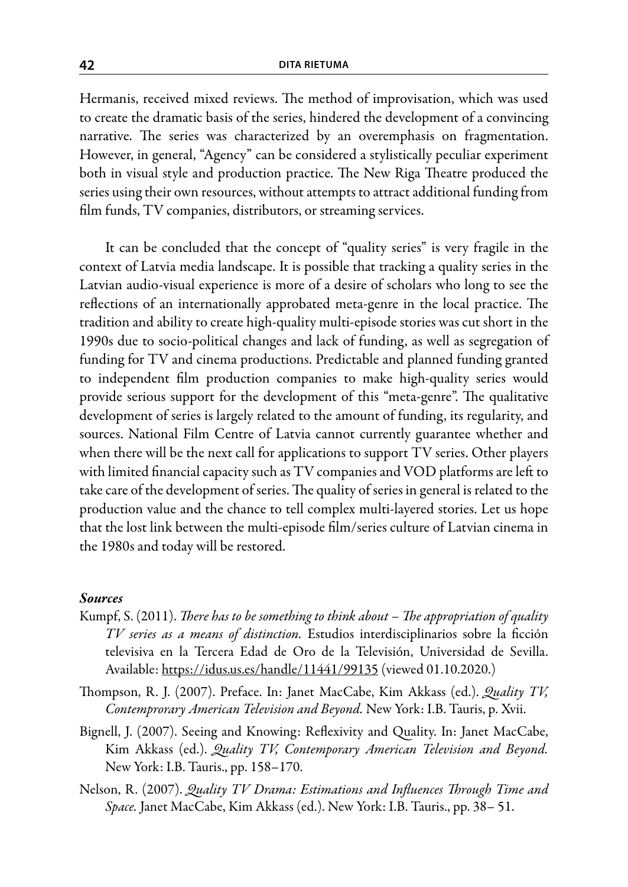Hermanis, received mixed reviews. The method of improvisation, which was used to create the dramatic basis of the series, hindered the development of a convincing narrative. The series was characterized by an overemphasis on fragmentation. However, in general, "Agency" can be considered a stylistically peculiar experiment both in visual style and production practice. The New Riga Theatre produced the series using their own resources, without attempts to attract additional funding from film funds, TV companies, distributors, or streaming services.

It can be concluded that the concept of "quality series" is very fragile in the context of Latvia media landscape. It is possible that tracking a quality series in the Latvian audio-visual experience is more of a desire of scholars who long to see the reflections of an internationally approbated meta-genre in the local practice. The tradition and ability to create high-quality multi-episode stories was cut short in the 1990s due to socio-political changes and lack of funding, as well as segregation of funding for TV and cinema productions. Predictable and planned funding granted to independent film production companies to make high-quality series would provide serious support for the development of this "meta-genre". The qualitative development of series is largely related to the amount of funding, its regularity, and sources. National Film Centre of Latvia cannot currently guarantee whether and when there will be the next call for applications to support TV series. Other players with limited financial capacity such as TV companies and VOD platforms are left to take care of the development of series. The quality of series in general is related to the production value and the chance to tell complex multi-layered stories. Let us hope that the lost link between the multi-episode film/series culture of Latvian cinema in the 1980s and today will be restored.

### *Sources*

Kumpf, S. (2011). *There has to be something to think about – The appropriation of quality TV series as a means of distinction.* Estudios interdisciplinarios sobre la ficción televisiva en la Tercera Edad de Oro de la Televisión, Universidad de Sevilla. Available: https://idus.us.es/handle/11441/99135 (viewed 01.10.2020.)

Thompson, R. J. (2007). Preface. In: Janet MacCabe, Kim Akkass (ed.). *Quality TV, Contemprorary American Television and Beyond.* New York: I.B. Tauris, p. Xvii.

Bignell, J. (2007). Seeing and Knowing: Reflexivity and Quality. In: Janet MacCabe, Kim Akkass (ed.). *Quality TV, Contemporary American Television and Beyond.* New York: I.B. Tauris., pp. 158–170.

Nelson, R. (2007). *Quality TV Drama: Estimations and Influences Through Time and Space.* Janet MacCabe, Kim Akkass (ed.). New York: I.B. Tauris., pp. 38– 51.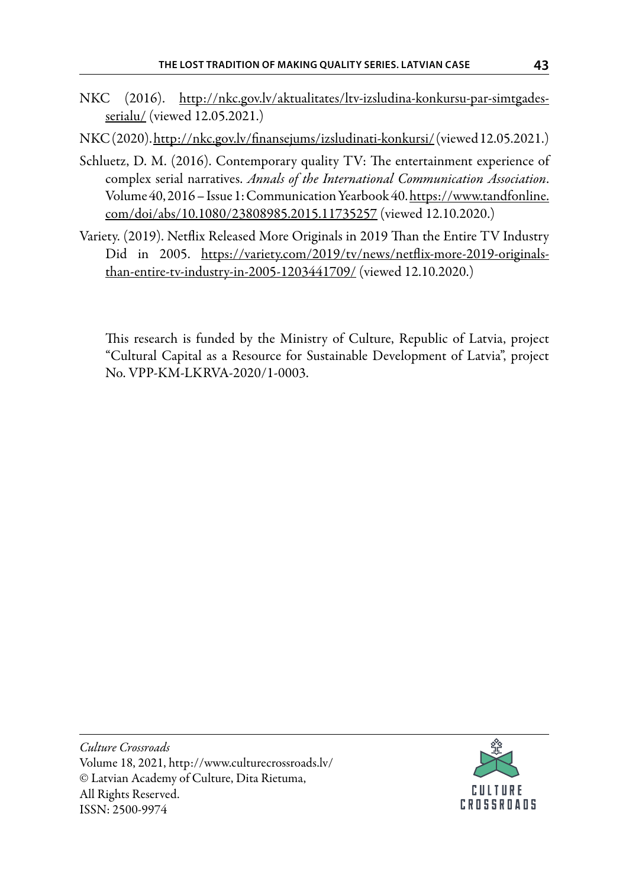NKC (2016). http://nkc.gov.lv/aktualitates/ltv-izsludina-konkursu-par-simtgades-serialu/ (viewed 12.05.2021.)

NKC (2020). http://nkc.gov.lv/finansejums/izsludinati-konkursi/ (viewed 12.05.2021.)

Schluetz, D. M. (2016). Contemporary quality TV: The entertainment experience of complex serial narratives. *Annals of the International Communication Association*. Volume 40, 2016 – Issue 1: Communication Yearbook 40. https://www.tandfonline.com/doi/abs/10.1080/23808985.2015.11735257 (viewed 12.10.2020.)

Variety. (2019). Netflix Released More Originals in 2019 Than the Entire TV Industry Did in 2005. https://variety.com/2019/tv/news/netflix-more-2019-originals-than-entire-tv-industry-in-2005-1203441709/ (viewed 12.10.2020.)

This research is funded by the Ministry of Culture, Republic of Latvia, project "Cultural Capital as a Resource for Sustainable Development of Latvia", project No. VPP-KM-LKRVA-2020/1-0003.

*Culture Crossroads*
Volume 18, 2021, http://www.culturecrossroads.lv/
© Latvian Academy of Culture, Dita Rietuma,
All Rights Reserved.
ISSN: 2500-9974